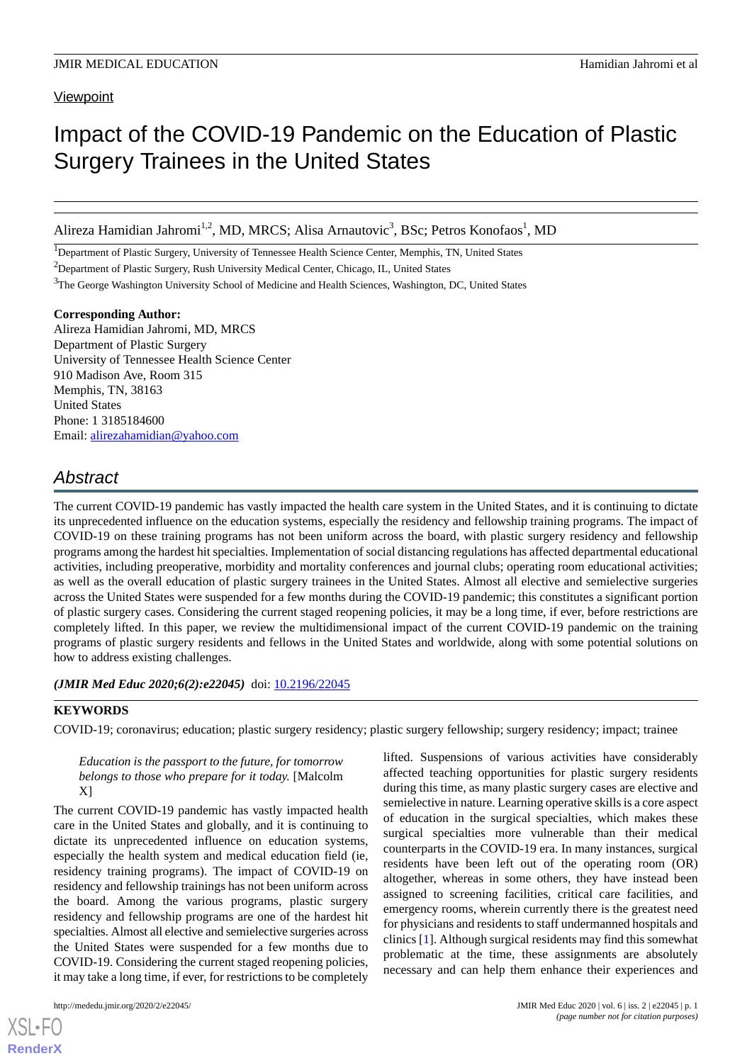Viewpoint

# Impact of the COVID-19 Pandemic on the Education of Plastic Surgery Trainees in the United States

Alireza Hamidian Jahromi[1,2], MD, MRCS; Alisa Arnautovic[3], BSc; Petros Konofaos[1], MD

[1]Department of Plastic Surgery, University of Tennessee Health Science Center, Memphis, TN, United States

[2]Department of Plastic Surgery, Rush University Medical Center, Chicago, IL, United States

[3]The George Washington University School of Medicine and Health Sciences, Washington, DC, United States

**Corresponding Author:**
Alireza Hamidian Jahromi, MD, MRCS
Department of Plastic Surgery
University of Tennessee Health Science Center
910 Madison Ave, Room 315
Memphis, TN, 38163
United States
Phone: 1 3185184600
Email: alirezahamidian@yahoo.com

## Abstract

The current COVID-19 pandemic has vastly impacted the health care system in the United States, and it is continuing to dictate its unprecedented influence on the education systems, especially the residency and fellowship training programs. The impact of COVID-19 on these training programs has not been uniform across the board, with plastic surgery residency and fellowship programs among the hardest hit specialties. Implementation of social distancing regulations has affected departmental educational activities, including preoperative, morbidity and mortality conferences and journal clubs; operating room educational activities; as well as the overall education of plastic surgery trainees in the United States. Almost all elective and semielective surgeries across the United States were suspended for a few months during the COVID-19 pandemic; this constitutes a significant portion of plastic surgery cases. Considering the current staged reopening policies, it may be a long time, if ever, before restrictions are completely lifted. In this paper, we review the multidimensional impact of the current COVID-19 pandemic on the training programs of plastic surgery residents and fellows in the United States and worldwide, along with some potential solutions on how to address existing challenges.

***(JMIR Med Educ 2020;6(2):e22045)*** doi: 10.2196/22045

**KEYWORDS**

COVID-19; coronavirus; education; plastic surgery residency; plastic surgery fellowship; surgery residency; impact; trainee

> *Education is the passport to the future, for tomorrow belongs to those who prepare for it today.* [Malcolm X]

The current COVID-19 pandemic has vastly impacted health care in the United States and globally, and it is continuing to dictate its unprecedented influence on education systems, especially the health system and medical education field (ie, residency training programs). The impact of COVID-19 on residency and fellowship trainings has not been uniform across the board. Among the various programs, plastic surgery residency and fellowship programs are one of the hardest hit specialties. Almost all elective and semielective surgeries across the United States were suspended for a few months due to COVID-19. Considering the current staged reopening policies, it may take a long time, if ever, for restrictions to be completely lifted. Suspensions of various activities have considerably affected teaching opportunities for plastic surgery residents during this time, as many plastic surgery cases are elective and semielective in nature. Learning operative skills is a core aspect of education in the surgical specialties, which makes these surgical specialties more vulnerable than their medical counterparts in the COVID-19 era. In many instances, surgical residents have been left out of the operating room (OR) altogether, whereas in some others, they have instead been assigned to screening facilities, critical care facilities, and emergency rooms, wherein currently there is the greatest need for physicians and residents to staff undermanned hospitals and clinics [1]. Although surgical residents may find this somewhat problematic at the time, these assignments are absolutely necessary and can help them enhance their experiences and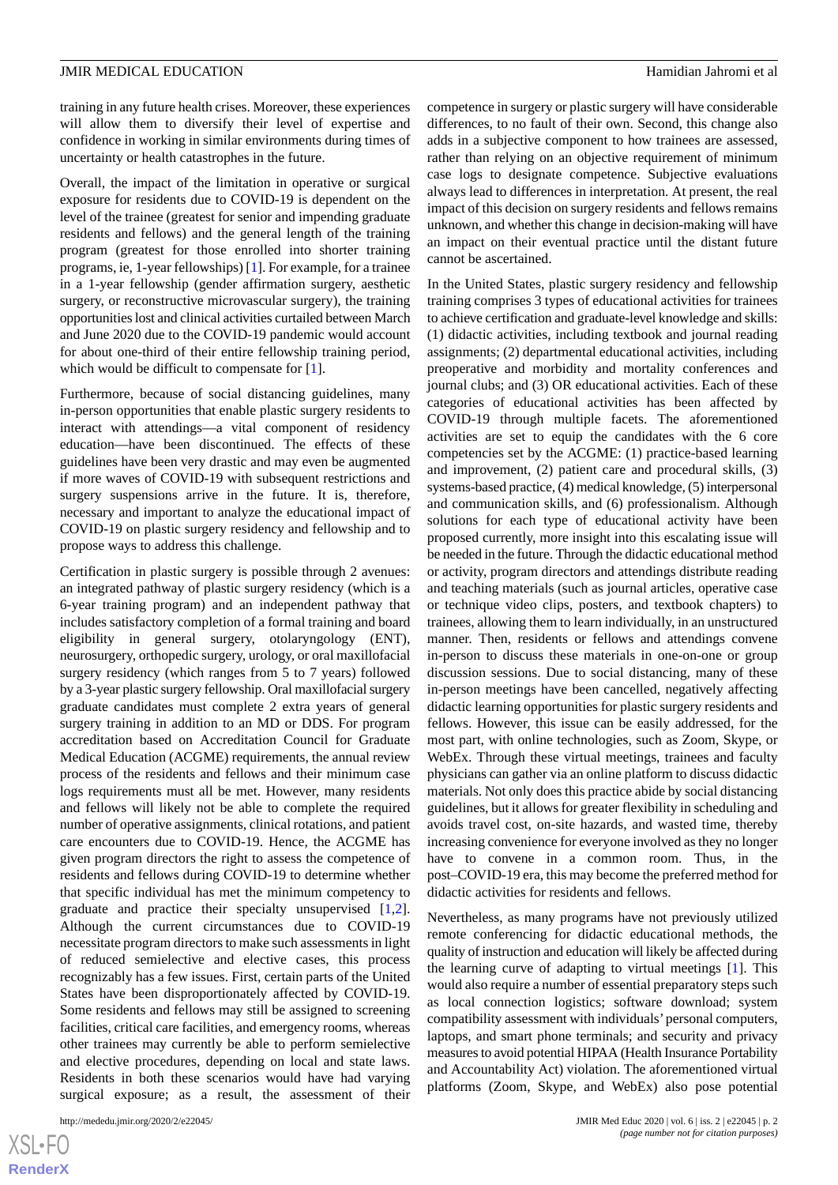training in any future health crises. Moreover, these experiences will allow them to diversify their level of expertise and confidence in working in similar environments during times of uncertainty or health catastrophes in the future.

Overall, the impact of the limitation in operative or surgical exposure for residents due to COVID-19 is dependent on the level of the trainee (greatest for senior and impending graduate residents and fellows) and the general length of the training program (greatest for those enrolled into shorter training programs, ie, 1-year fellowships) [1]. For example, for a trainee in a 1-year fellowship (gender affirmation surgery, aesthetic surgery, or reconstructive microvascular surgery), the training opportunities lost and clinical activities curtailed between March and June 2020 due to the COVID-19 pandemic would account for about one-third of their entire fellowship training period, which would be difficult to compensate for [1].

Furthermore, because of social distancing guidelines, many in-person opportunities that enable plastic surgery residents to interact with attendings—a vital component of residency education—have been discontinued. The effects of these guidelines have been very drastic and may even be augmented if more waves of COVID-19 with subsequent restrictions and surgery suspensions arrive in the future. It is, therefore, necessary and important to analyze the educational impact of COVID-19 on plastic surgery residency and fellowship and to propose ways to address this challenge.

Certification in plastic surgery is possible through 2 avenues: an integrated pathway of plastic surgery residency (which is a 6-year training program) and an independent pathway that includes satisfactory completion of a formal training and board eligibility in general surgery, otolaryngology (ENT), neurosurgery, orthopedic surgery, urology, or oral maxillofacial surgery residency (which ranges from 5 to 7 years) followed by a 3-year plastic surgery fellowship. Oral maxillofacial surgery graduate candidates must complete 2 extra years of general surgery training in addition to an MD or DDS. For program accreditation based on Accreditation Council for Graduate Medical Education (ACGME) requirements, the annual review process of the residents and fellows and their minimum case logs requirements must all be met. However, many residents and fellows will likely not be able to complete the required number of operative assignments, clinical rotations, and patient care encounters due to COVID-19. Hence, the ACGME has given program directors the right to assess the competence of residents and fellows during COVID-19 to determine whether that specific individual has met the minimum competency to graduate and practice their specialty unsupervised [1,2]. Although the current circumstances due to COVID-19 necessitate program directors to make such assessments in light of reduced semielective and elective cases, this process recognizably has a few issues. First, certain parts of the United States have been disproportionately affected by COVID-19. Some residents and fellows may still be assigned to screening facilities, critical care facilities, and emergency rooms, whereas other trainees may currently be able to perform semielective and elective procedures, depending on local and state laws. Residents in both these scenarios would have had varying surgical exposure; as a result, the assessment of their competence in surgery or plastic surgery will have considerable differences, to no fault of their own. Second, this change also adds in a subjective component to how trainees are assessed, rather than relying on an objective requirement of minimum case logs to designate competence. Subjective evaluations always lead to differences in interpretation. At present, the real impact of this decision on surgery residents and fellows remains unknown, and whether this change in decision-making will have an impact on their eventual practice until the distant future cannot be ascertained.

In the United States, plastic surgery residency and fellowship training comprises 3 types of educational activities for trainees to achieve certification and graduate-level knowledge and skills: (1) didactic activities, including textbook and journal reading assignments; (2) departmental educational activities, including preoperative and morbidity and mortality conferences and journal clubs; and (3) OR educational activities. Each of these categories of educational activities has been affected by COVID-19 through multiple facets. The aforementioned activities are set to equip the candidates with the 6 core competencies set by the ACGME: (1) practice-based learning and improvement, (2) patient care and procedural skills, (3) systems-based practice, (4) medical knowledge, (5) interpersonal and communication skills, and (6) professionalism. Although solutions for each type of educational activity have been proposed currently, more insight into this escalating issue will be needed in the future. Through the didactic educational method or activity, program directors and attendings distribute reading and teaching materials (such as journal articles, operative case or technique video clips, posters, and textbook chapters) to trainees, allowing them to learn individually, in an unstructured manner. Then, residents or fellows and attendings convene in-person to discuss these materials in one-on-one or group discussion sessions. Due to social distancing, many of these in-person meetings have been cancelled, negatively affecting didactic learning opportunities for plastic surgery residents and fellows. However, this issue can be easily addressed, for the most part, with online technologies, such as Zoom, Skype, or WebEx. Through these virtual meetings, trainees and faculty physicians can gather via an online platform to discuss didactic materials. Not only does this practice abide by social distancing guidelines, but it allows for greater flexibility in scheduling and avoids travel cost, on-site hazards, and wasted time, thereby increasing convenience for everyone involved as they no longer have to convene in a common room. Thus, in the post–COVID-19 era, this may become the preferred method for didactic activities for residents and fellows.

Nevertheless, as many programs have not previously utilized remote conferencing for didactic educational methods, the quality of instruction and education will likely be affected during the learning curve of adapting to virtual meetings [1]. This would also require a number of essential preparatory steps such as local connection logistics; software download; system compatibility assessment with individuals' personal computers, laptops, and smart phone terminals; and security and privacy measures to avoid potential HIPAA (Health Insurance Portability and Accountability Act) violation. The aforementioned virtual platforms (Zoom, Skype, and WebEx) also pose potential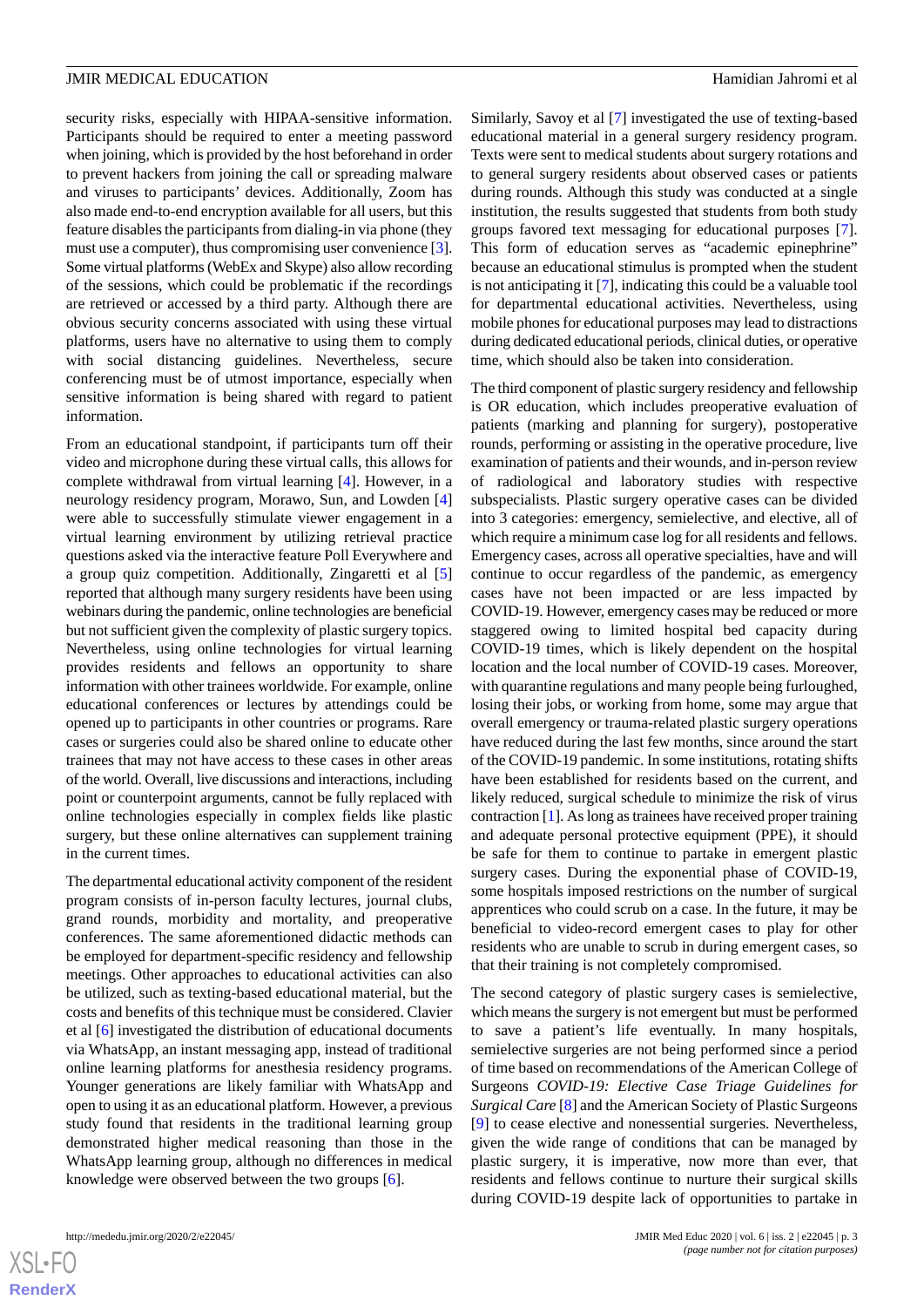security risks, especially with HIPAA-sensitive information. Participants should be required to enter a meeting password when joining, which is provided by the host beforehand in order to prevent hackers from joining the call or spreading malware and viruses to participants' devices. Additionally, Zoom has also made end-to-end encryption available for all users, but this feature disables the participants from dialing-in via phone (they must use a computer), thus compromising user convenience [3]. Some virtual platforms (WebEx and Skype) also allow recording of the sessions, which could be problematic if the recordings are retrieved or accessed by a third party. Although there are obvious security concerns associated with using these virtual platforms, users have no alternative to using them to comply with social distancing guidelines. Nevertheless, secure conferencing must be of utmost importance, especially when sensitive information is being shared with regard to patient information.

From an educational standpoint, if participants turn off their video and microphone during these virtual calls, this allows for complete withdrawal from virtual learning [4]. However, in a neurology residency program, Morawo, Sun, and Lowden [4] were able to successfully stimulate viewer engagement in a virtual learning environment by utilizing retrieval practice questions asked via the interactive feature Poll Everywhere and a group quiz competition. Additionally, Zingaretti et al [5] reported that although many surgery residents have been using webinars during the pandemic, online technologies are beneficial but not sufficient given the complexity of plastic surgery topics. Nevertheless, using online technologies for virtual learning provides residents and fellows an opportunity to share information with other trainees worldwide. For example, online educational conferences or lectures by attendings could be opened up to participants in other countries or programs. Rare cases or surgeries could also be shared online to educate other trainees that may not have access to these cases in other areas of the world. Overall, live discussions and interactions, including point or counterpoint arguments, cannot be fully replaced with online technologies especially in complex fields like plastic surgery, but these online alternatives can supplement training in the current times.

The departmental educational activity component of the resident program consists of in-person faculty lectures, journal clubs, grand rounds, morbidity and mortality, and preoperative conferences. The same aforementioned didactic methods can be employed for department-specific residency and fellowship meetings. Other approaches to educational activities can also be utilized, such as texting-based educational material, but the costs and benefits of this technique must be considered. Clavier et al [6] investigated the distribution of educational documents via WhatsApp, an instant messaging app, instead of traditional online learning platforms for anesthesia residency programs. Younger generations are likely familiar with WhatsApp and open to using it as an educational platform. However, a previous study found that residents in the traditional learning group demonstrated higher medical reasoning than those in the WhatsApp learning group, although no differences in medical knowledge were observed between the two groups [6].

Similarly, Savoy et al [7] investigated the use of texting-based educational material in a general surgery residency program. Texts were sent to medical students about surgery rotations and to general surgery residents about observed cases or patients during rounds. Although this study was conducted at a single institution, the results suggested that students from both study groups favored text messaging for educational purposes [7]. This form of education serves as "academic epinephrine" because an educational stimulus is prompted when the student is not anticipating it [7], indicating this could be a valuable tool for departmental educational activities. Nevertheless, using mobile phones for educational purposes may lead to distractions during dedicated educational periods, clinical duties, or operative time, which should also be taken into consideration.

The third component of plastic surgery residency and fellowship is OR education, which includes preoperative evaluation of patients (marking and planning for surgery), postoperative rounds, performing or assisting in the operative procedure, live examination of patients and their wounds, and in-person review of radiological and laboratory studies with respective subspecialists. Plastic surgery operative cases can be divided into 3 categories: emergency, semielective, and elective, all of which require a minimum case log for all residents and fellows. Emergency cases, across all operative specialties, have and will continue to occur regardless of the pandemic, as emergency cases have not been impacted or are less impacted by COVID-19. However, emergency cases may be reduced or more staggered owing to limited hospital bed capacity during COVID-19 times, which is likely dependent on the hospital location and the local number of COVID-19 cases. Moreover, with quarantine regulations and many people being furloughed, losing their jobs, or working from home, some may argue that overall emergency or trauma-related plastic surgery operations have reduced during the last few months, since around the start of the COVID-19 pandemic. In some institutions, rotating shifts have been established for residents based on the current, and likely reduced, surgical schedule to minimize the risk of virus contraction [1]. As long as trainees have received proper training and adequate personal protective equipment (PPE), it should be safe for them to continue to partake in emergent plastic surgery cases. During the exponential phase of COVID-19, some hospitals imposed restrictions on the number of surgical apprentices who could scrub on a case. In the future, it may be beneficial to video-record emergent cases to play for other residents who are unable to scrub in during emergent cases, so that their training is not completely compromised.

The second category of plastic surgery cases is semielective, which means the surgery is not emergent but must be performed to save a patient's life eventually. In many hospitals, semielective surgeries are not being performed since a period of time based on recommendations of the American College of Surgeons *COVID-19: Elective Case Triage Guidelines for Surgical Care* [8] and the American Society of Plastic Surgeons [9] to cease elective and nonessential surgeries. Nevertheless, given the wide range of conditions that can be managed by plastic surgery, it is imperative, now more than ever, that residents and fellows continue to nurture their surgical skills during COVID-19 despite lack of opportunities to partake in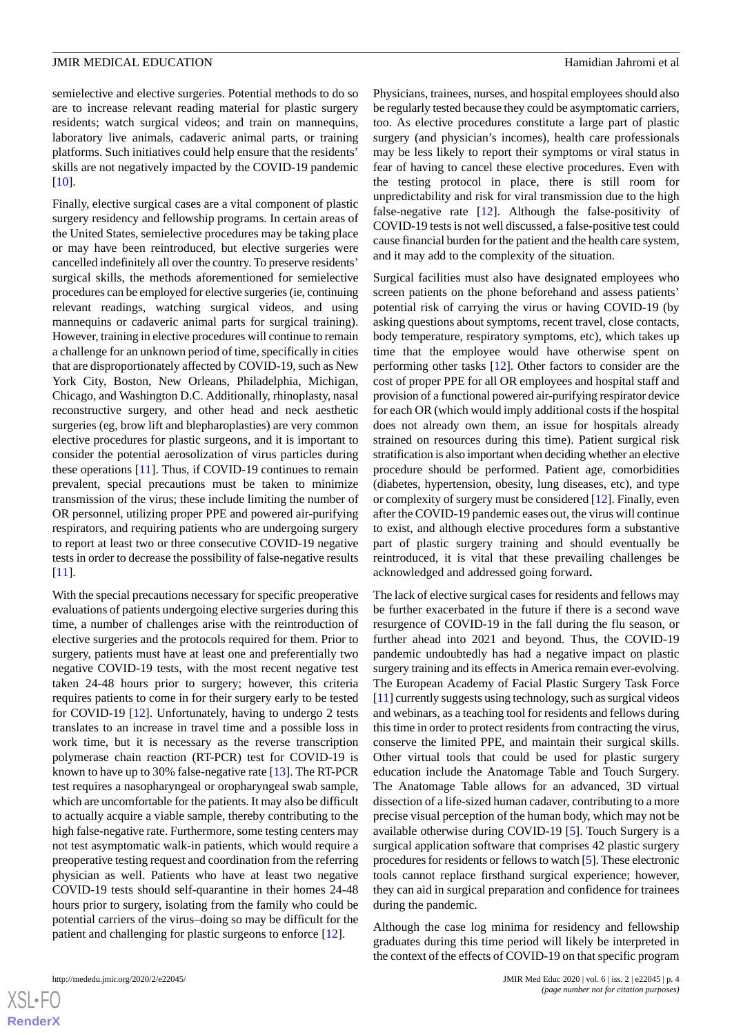semielective and elective surgeries. Potential methods to do so are to increase relevant reading material for plastic surgery residents; watch surgical videos; and train on mannequins, laboratory live animals, cadaveric animal parts, or training platforms. Such initiatives could help ensure that the residents' skills are not negatively impacted by the COVID-19 pandemic [10].

Finally, elective surgical cases are a vital component of plastic surgery residency and fellowship programs. In certain areas of the United States, semielective procedures may be taking place or may have been reintroduced, but elective surgeries were cancelled indefinitely all over the country. To preserve residents' surgical skills, the methods aforementioned for semielective procedures can be employed for elective surgeries (ie, continuing relevant readings, watching surgical videos, and using mannequins or cadaveric animal parts for surgical training). However, training in elective procedures will continue to remain a challenge for an unknown period of time, specifically in cities that are disproportionately affected by COVID-19, such as New York City, Boston, New Orleans, Philadelphia, Michigan, Chicago, and Washington D.C. Additionally, rhinoplasty, nasal reconstructive surgery, and other head and neck aesthetic surgeries (eg, brow lift and blepharoplasties) are very common elective procedures for plastic surgeons, and it is important to consider the potential aerosolization of virus particles during these operations [11]. Thus, if COVID-19 continues to remain prevalent, special precautions must be taken to minimize transmission of the virus; these include limiting the number of OR personnel, utilizing proper PPE and powered air-purifying respirators, and requiring patients who are undergoing surgery to report at least two or three consecutive COVID-19 negative tests in order to decrease the possibility of false-negative results [11].

With the special precautions necessary for specific preoperative evaluations of patients undergoing elective surgeries during this time, a number of challenges arise with the reintroduction of elective surgeries and the protocols required for them. Prior to surgery, patients must have at least one and preferentially two negative COVID-19 tests, with the most recent negative test taken 24-48 hours prior to surgery; however, this criteria requires patients to come in for their surgery early to be tested for COVID-19 [12]. Unfortunately, having to undergo 2 tests translates to an increase in travel time and a possible loss in work time, but it is necessary as the reverse transcription polymerase chain reaction (RT-PCR) test for COVID-19 is known to have up to 30% false-negative rate [13]. The RT-PCR test requires a nasopharyngeal or oropharyngeal swab sample, which are uncomfortable for the patients. It may also be difficult to actually acquire a viable sample, thereby contributing to the high false-negative rate. Furthermore, some testing centers may not test asymptomatic walk-in patients, which would require a preoperative testing request and coordination from the referring physician as well. Patients who have at least two negative COVID-19 tests should self-quarantine in their homes 24-48 hours prior to surgery, isolating from the family who could be potential carriers of the virus–doing so may be difficult for the patient and challenging for plastic surgeons to enforce [12].

Physicians, trainees, nurses, and hospital employees should also be regularly tested because they could be asymptomatic carriers, too. As elective procedures constitute a large part of plastic surgery (and physician's incomes), health care professionals may be less likely to report their symptoms or viral status in fear of having to cancel these elective procedures. Even with the testing protocol in place, there is still room for unpredictability and risk for viral transmission due to the high false-negative rate [12]. Although the false-positivity of COVID-19 tests is not well discussed, a false-positive test could cause financial burden for the patient and the health care system, and it may add to the complexity of the situation.

Surgical facilities must also have designated employees who screen patients on the phone beforehand and assess patients' potential risk of carrying the virus or having COVID-19 (by asking questions about symptoms, recent travel, close contacts, body temperature, respiratory symptoms, etc), which takes up time that the employee would have otherwise spent on performing other tasks [12]. Other factors to consider are the cost of proper PPE for all OR employees and hospital staff and provision of a functional powered air-purifying respirator device for each OR (which would imply additional costs if the hospital does not already own them, an issue for hospitals already strained on resources during this time). Patient surgical risk stratification is also important when deciding whether an elective procedure should be performed. Patient age, comorbidities (diabetes, hypertension, obesity, lung diseases, etc), and type or complexity of surgery must be considered [12]. Finally, even after the COVID-19 pandemic eases out, the virus will continue to exist, and although elective procedures form a substantive part of plastic surgery training and should eventually be reintroduced, it is vital that these prevailing challenges be acknowledged and addressed going forward**.**

The lack of elective surgical cases for residents and fellows may be further exacerbated in the future if there is a second wave resurgence of COVID-19 in the fall during the flu season, or further ahead into 2021 and beyond. Thus, the COVID-19 pandemic undoubtedly has had a negative impact on plastic surgery training and its effects in America remain ever-evolving. The European Academy of Facial Plastic Surgery Task Force [11] currently suggests using technology, such as surgical videos and webinars, as a teaching tool for residents and fellows during this time in order to protect residents from contracting the virus, conserve the limited PPE, and maintain their surgical skills. Other virtual tools that could be used for plastic surgery education include the Anatomage Table and Touch Surgery. The Anatomage Table allows for an advanced, 3D virtual dissection of a life-sized human cadaver, contributing to a more precise visual perception of the human body, which may not be available otherwise during COVID-19 [5]. Touch Surgery is a surgical application software that comprises 42 plastic surgery procedures for residents or fellows to watch [5]. These electronic tools cannot replace firsthand surgical experience; however, they can aid in surgical preparation and confidence for trainees during the pandemic.

Although the case log minima for residency and fellowship graduates during this time period will likely be interpreted in the context of the effects of COVID-19 on that specific program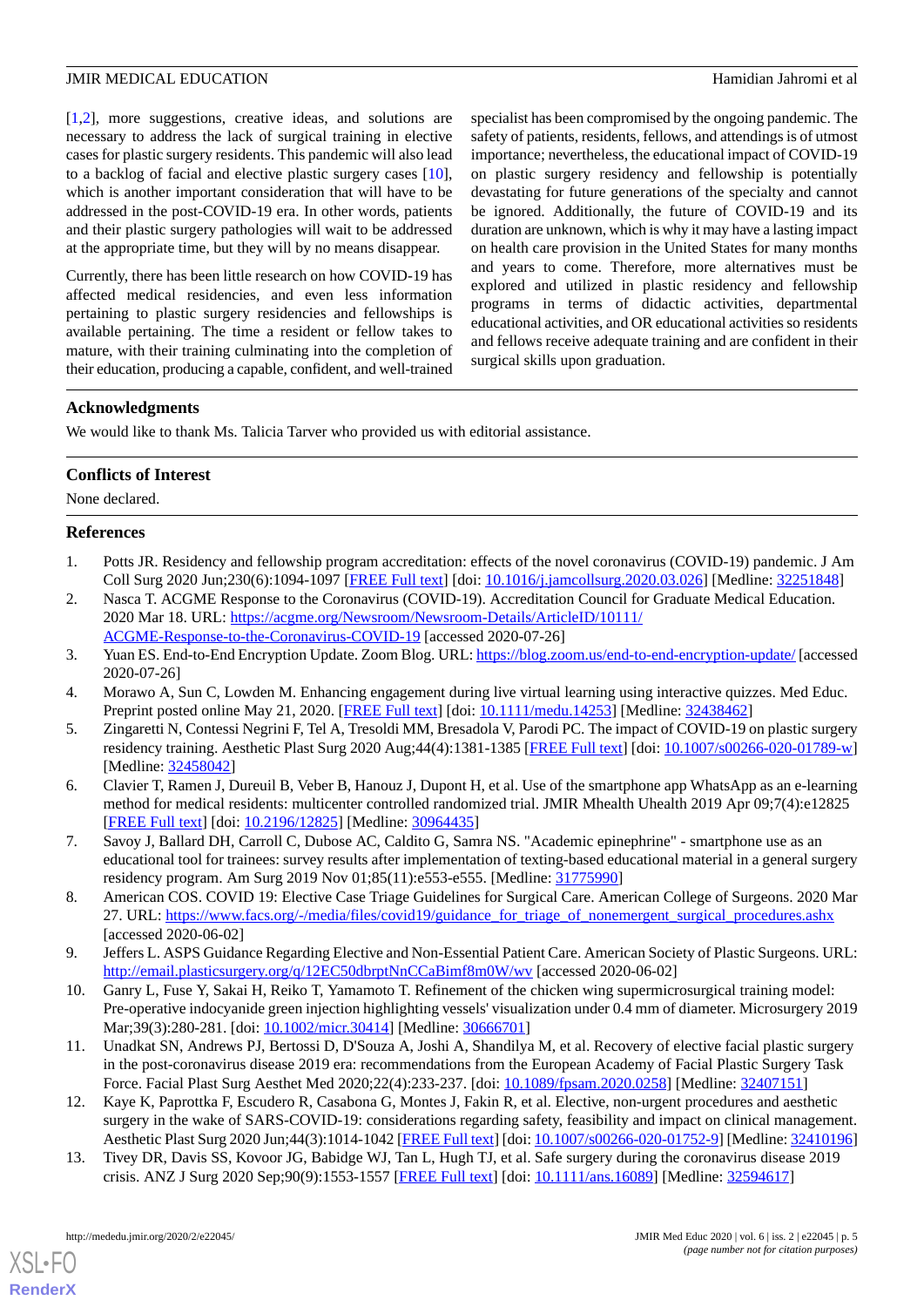[1,2], more suggestions, creative ideas, and solutions are necessary to address the lack of surgical training in elective cases for plastic surgery residents. This pandemic will also lead to a backlog of facial and elective plastic surgery cases [10], which is another important consideration that will have to be addressed in the post-COVID-19 era. In other words, patients and their plastic surgery pathologies will wait to be addressed at the appropriate time, but they will by no means disappear.

Currently, there has been little research on how COVID-19 has affected medical residencies, and even less information pertaining to plastic surgery residencies and fellowships is available pertaining. The time a resident or fellow takes to mature, with their training culminating into the completion of their education, producing a capable, confident, and well-trained specialist has been compromised by the ongoing pandemic. The safety of patients, residents, fellows, and attendings is of utmost importance; nevertheless, the educational impact of COVID-19 on plastic surgery residency and fellowship is potentially devastating for future generations of the specialty and cannot be ignored. Additionally, the future of COVID-19 and its duration are unknown, which is why it may have a lasting impact on health care provision in the United States for many months and years to come. Therefore, more alternatives must be explored and utilized in plastic residency and fellowship programs in terms of didactic activities, departmental educational activities, and OR educational activities so residents and fellows receive adequate training and are confident in their surgical skills upon graduation.

## Acknowledgments

We would like to thank Ms. Talicia Tarver who provided us with editorial assistance.

## Conflicts of Interest

None declared.

## References

1. Potts JR. Residency and fellowship program accreditation: effects of the novel coronavirus (COVID-19) pandemic. J Am Coll Surg 2020 Jun;230(6):1094-1097 [FREE Full text] [doi: 10.1016/j.jamcollsurg.2020.03.026] [Medline: 32251848]
2. Nasca T. ACGME Response to the Coronavirus (COVID-19). Accreditation Council for Graduate Medical Education. 2020 Mar 18. URL: https://acgme.org/Newsroom/Newsroom-Details/ArticleID/10111/ACGME-Response-to-the-Coronavirus-COVID-19 [accessed 2020-07-26]
3. Yuan ES. End-to-End Encryption Update. Zoom Blog. URL: https://blog.zoom.us/end-to-end-encryption-update/ [accessed 2020-07-26]
4. Morawo A, Sun C, Lowden M. Enhancing engagement during live virtual learning using interactive quizzes. Med Educ. Preprint posted online May 21, 2020. [FREE Full text] [doi: 10.1111/medu.14253] [Medline: 32438462]
5. Zingaretti N, Contessi Negrini F, Tel A, Tresoldi MM, Bresadola V, Parodi PC. The impact of COVID-19 on plastic surgery residency training. Aesthetic Plast Surg 2020 Aug;44(4):1381-1385 [FREE Full text] [doi: 10.1007/s00266-020-01789-w] [Medline: 32458042]
6. Clavier T, Ramen J, Dureuil B, Veber B, Hanouz J, Dupont H, et al. Use of the smartphone app WhatsApp as an e-learning method for medical residents: multicenter controlled randomized trial. JMIR Mhealth Uhealth 2019 Apr 09;7(4):e12825 [FREE Full text] [doi: 10.2196/12825] [Medline: 30964435]
7. Savoy J, Ballard DH, Carroll C, Dubose AC, Caldito G, Samra NS. "Academic epinephrine" - smartphone use as an educational tool for trainees: survey results after implementation of texting-based educational material in a general surgery residency program. Am Surg 2019 Nov 01;85(11):e553-e555. [Medline: 31775990]
8. American COS. COVID 19: Elective Case Triage Guidelines for Surgical Care. American College of Surgeons. 2020 Mar 27. URL: https://www.facs.org/-/media/files/covid19/guidance_for_triage_of_nonemergent_surgical_procedures.ashx [accessed 2020-06-02]
9. Jeffers L. ASPS Guidance Regarding Elective and Non-Essential Patient Care. American Society of Plastic Surgeons. URL: http://email.plasticsurgery.org/q/12EC50dbrptNnCCaBimf8m0W/wv [accessed 2020-06-02]
10. Ganry L, Fuse Y, Sakai H, Reiko T, Yamamoto T. Refinement of the chicken wing supermicrosurgical training model: Pre-operative indocyanide green injection highlighting vessels' visualization under 0.4 mm of diameter. Microsurgery 2019 Mar;39(3):280-281. [doi: 10.1002/micr.30414] [Medline: 30666701]
11. Unadkat SN, Andrews PJ, Bertossi D, D'Souza A, Joshi A, Shandilya M, et al. Recovery of elective facial plastic surgery in the post-coronavirus disease 2019 era: recommendations from the European Academy of Facial Plastic Surgery Task Force. Facial Plast Surg Aesthet Med 2020;22(4):233-237. [doi: 10.1089/fpsam.2020.0258] [Medline: 32407151]
12. Kaye K, Paprottka F, Escudero R, Casabona G, Montes J, Fakin R, et al. Elective, non-urgent procedures and aesthetic surgery in the wake of SARS-COVID-19: considerations regarding safety, feasibility and impact on clinical management. Aesthetic Plast Surg 2020 Jun;44(3):1014-1042 [FREE Full text] [doi: 10.1007/s00266-020-01752-9] [Medline: 32410196]
13. Tivey DR, Davis SS, Kovoor JG, Babidge WJ, Tan L, Hugh TJ, et al. Safe surgery during the coronavirus disease 2019 crisis. ANZ J Surg 2020 Sep;90(9):1553-1557 [FREE Full text] [doi: 10.1111/ans.16089] [Medline: 32594617]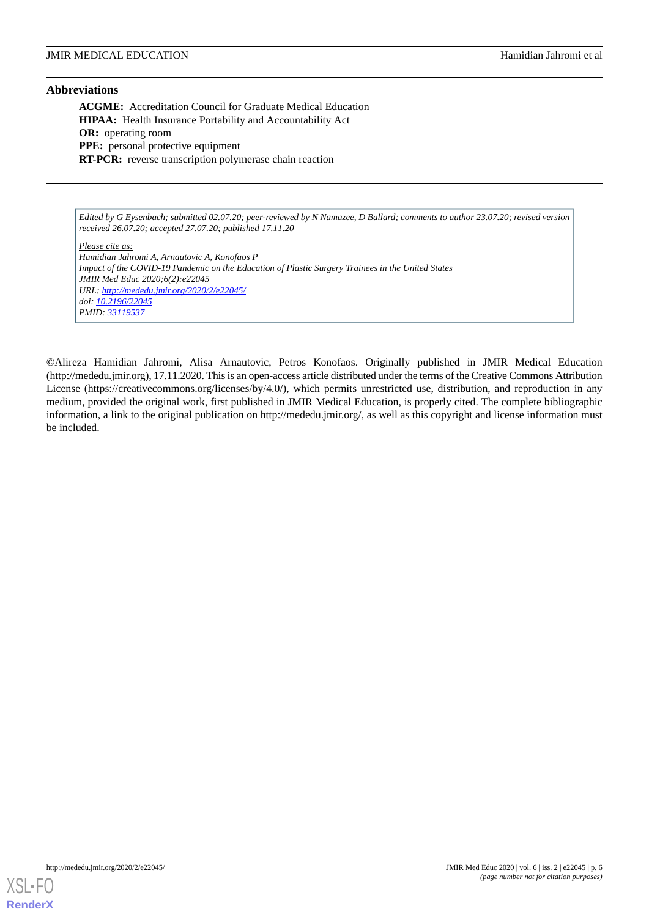## Abbreviations

**ACGME:** Accreditation Council for Graduate Medical Education
**HIPAA:** Health Insurance Portability and Accountability Act
**OR:** operating room
**PPE:** personal protective equipment
**RT-PCR:** reverse transcription polymerase chain reaction

*Edited by G Eysenbach; submitted 02.07.20; peer-reviewed by N Namazee, D Ballard; comments to author 23.07.20; revised version received 26.07.20; accepted 27.07.20; published 17.11.20*

*Please cite as:*
*Hamidian Jahromi A, Arnautovic A, Konofaos P*
*Impact of the COVID-19 Pandemic on the Education of Plastic Surgery Trainees in the United States*
*JMIR Med Educ 2020;6(2):e22045*
*URL: http://mededu.jmir.org/2020/2/e22045/*
*doi: 10.2196/22045*
*PMID: 33119537*

©Alireza Hamidian Jahromi, Alisa Arnautovic, Petros Konofaos. Originally published in JMIR Medical Education (http://mededu.jmir.org), 17.11.2020. This is an open-access article distributed under the terms of the Creative Commons Attribution License (https://creativecommons.org/licenses/by/4.0/), which permits unrestricted use, distribution, and reproduction in any medium, provided the original work, first published in JMIR Medical Education, is properly cited. The complete bibliographic information, a link to the original publication on http://mededu.jmir.org/, as well as this copyright and license information must be included.